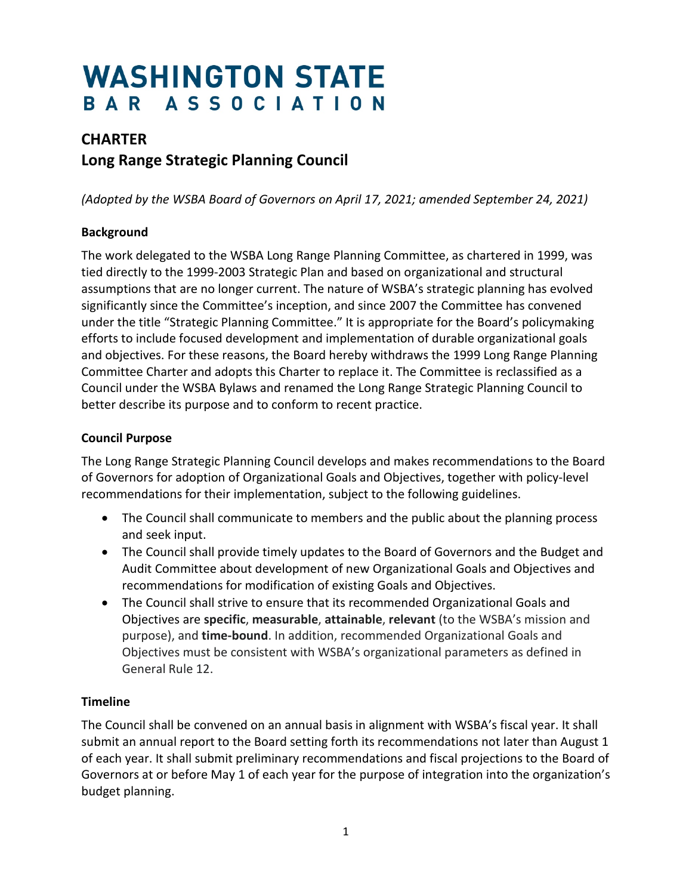# WASHINGTON STATE BAR ASSOCIATION

## CHARTER
## Long Range Strategic Planning Council

*(Adopted by the WSBA Board of Governors on April 17, 2021; amended September 24, 2021)*

### Background

The work delegated to the WSBA Long Range Planning Committee, as chartered in 1999, was tied directly to the 1999-2003 Strategic Plan and based on organizational and structural assumptions that are no longer current. The nature of WSBA's strategic planning has evolved significantly since the Committee's inception, and since 2007 the Committee has convened under the title "Strategic Planning Committee." It is appropriate for the Board's policymaking efforts to include focused development and implementation of durable organizational goals and objectives. For these reasons, the Board hereby withdraws the 1999 Long Range Planning Committee Charter and adopts this Charter to replace it. The Committee is reclassified as a Council under the WSBA Bylaws and renamed the Long Range Strategic Planning Council to better describe its purpose and to conform to recent practice.

### Council Purpose

The Long Range Strategic Planning Council develops and makes recommendations to the Board of Governors for adoption of Organizational Goals and Objectives, together with policy-level recommendations for their implementation, subject to the following guidelines.

- The Council shall communicate to members and the public about the planning process and seek input.
- The Council shall provide timely updates to the Board of Governors and the Budget and Audit Committee about development of new Organizational Goals and Objectives and recommendations for modification of existing Goals and Objectives.
- The Council shall strive to ensure that its recommended Organizational Goals and Objectives are **specific**, **measurable**, **attainable**, **relevant** (to the WSBA's mission and purpose), and **time-bound**. In addition, recommended Organizational Goals and Objectives must be consistent with WSBA's organizational parameters as defined in General Rule 12.

### Timeline

The Council shall be convened on an annual basis in alignment with WSBA's fiscal year. It shall submit an annual report to the Board setting forth its recommendations not later than August 1 of each year. It shall submit preliminary recommendations and fiscal projections to the Board of Governors at or before May 1 of each year for the purpose of integration into the organization's budget planning.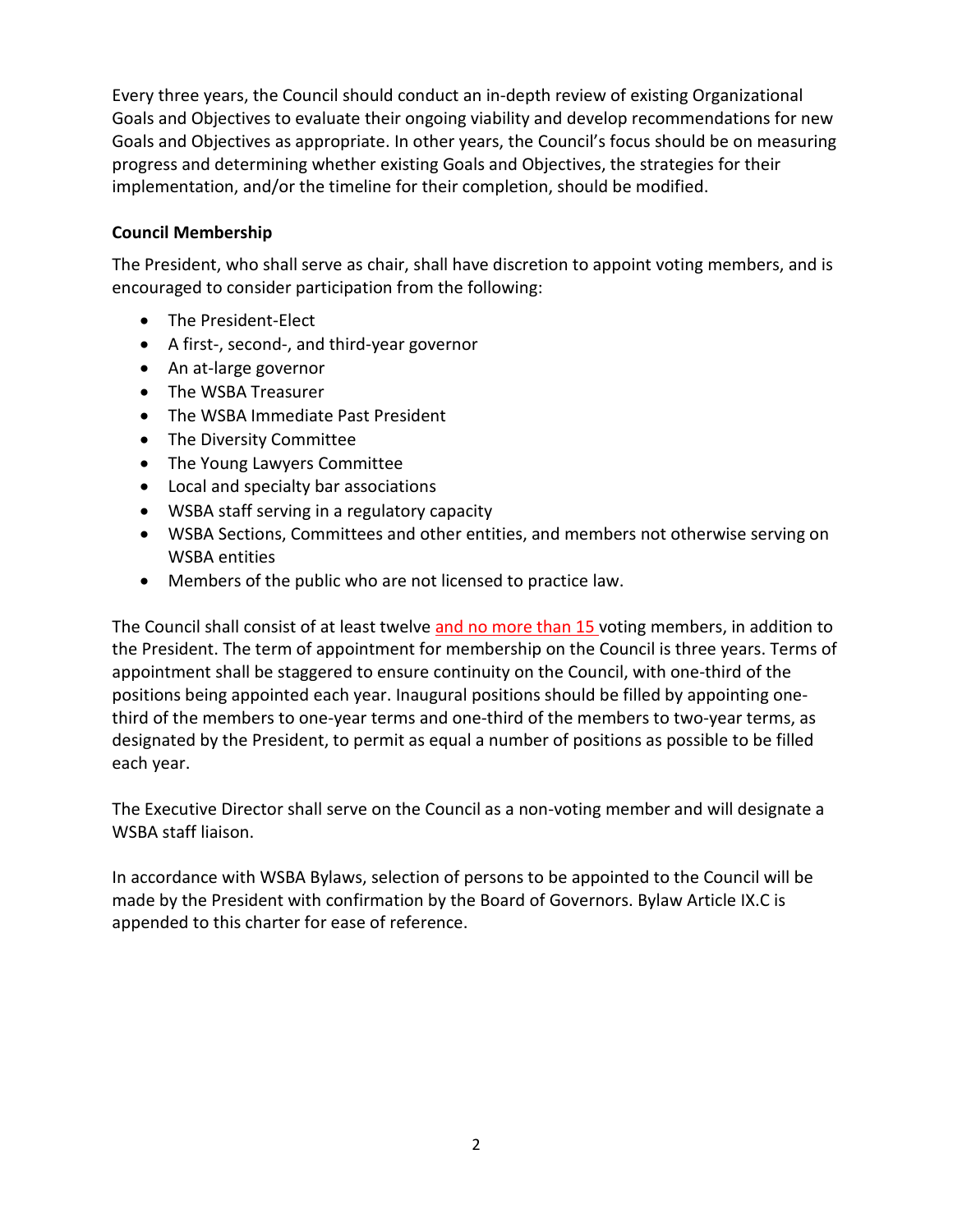Every three years, the Council should conduct an in-depth review of existing Organizational Goals and Objectives to evaluate their ongoing viability and develop recommendations for new Goals and Objectives as appropriate. In other years, the Council's focus should be on measuring progress and determining whether existing Goals and Objectives, the strategies for their implementation, and/or the timeline for their completion, should be modified.

**Council Membership**

The President, who shall serve as chair, shall have discretion to appoint voting members, and is encouraged to consider participation from the following:

- The President-Elect
- A first-, second-, and third-year governor
- An at-large governor
- The WSBA Treasurer
- The WSBA Immediate Past President
- The Diversity Committee
- The Young Lawyers Committee
- Local and specialty bar associations
- WSBA staff serving in a regulatory capacity
- WSBA Sections, Committees and other entities, and members not otherwise serving on WSBA entities
- Members of the public who are not licensed to practice law.

The Council shall consist of at least twelve and no more than 15 voting members, in addition to the President. The term of appointment for membership on the Council is three years. Terms of appointment shall be staggered to ensure continuity on the Council, with one-third of the positions being appointed each year. Inaugural positions should be filled by appointing one-third of the members to one-year terms and one-third of the members to two-year terms, as designated by the President, to permit as equal a number of positions as possible to be filled each year.

The Executive Director shall serve on the Council as a non-voting member and will designate a WSBA staff liaison.

In accordance with WSBA Bylaws, selection of persons to be appointed to the Council will be made by the President with confirmation by the Board of Governors. Bylaw Article IX.C is appended to this charter for ease of reference.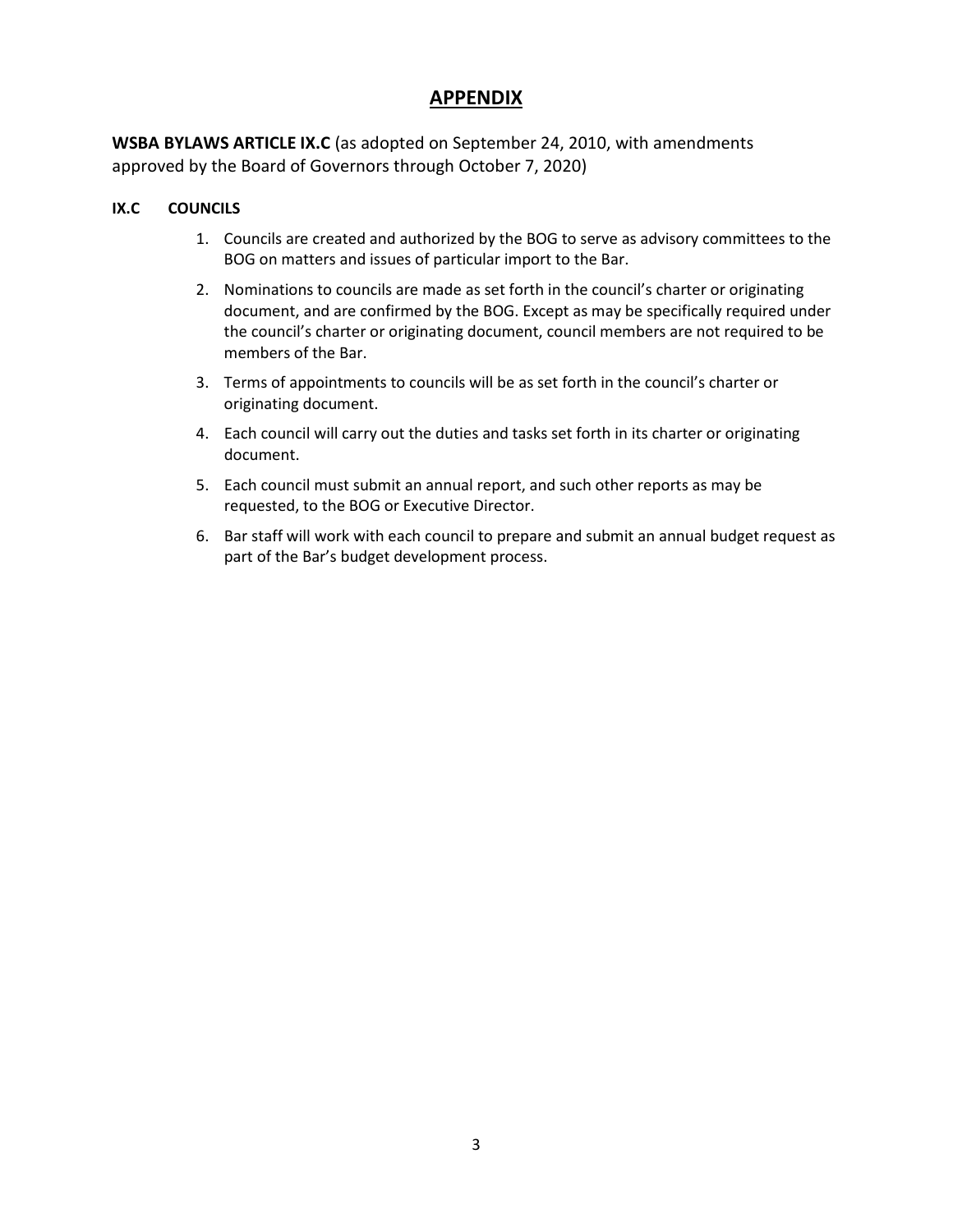# APPENDIX

**WSBA BYLAWS ARTICLE IX.C** (as adopted on September 24, 2010, with amendments approved by the Board of Governors through October 7, 2020)

**IX.C COUNCILS**

1. Councils are created and authorized by the BOG to serve as advisory committees to the BOG on matters and issues of particular import to the Bar.
2. Nominations to councils are made as set forth in the council's charter or originating document, and are confirmed by the BOG. Except as may be specifically required under the council's charter or originating document, council members are not required to be members of the Bar.
3. Terms of appointments to councils will be as set forth in the council's charter or originating document.
4. Each council will carry out the duties and tasks set forth in its charter or originating document.
5. Each council must submit an annual report, and such other reports as may be requested, to the BOG or Executive Director.
6. Bar staff will work with each council to prepare and submit an annual budget request as part of the Bar's budget development process.